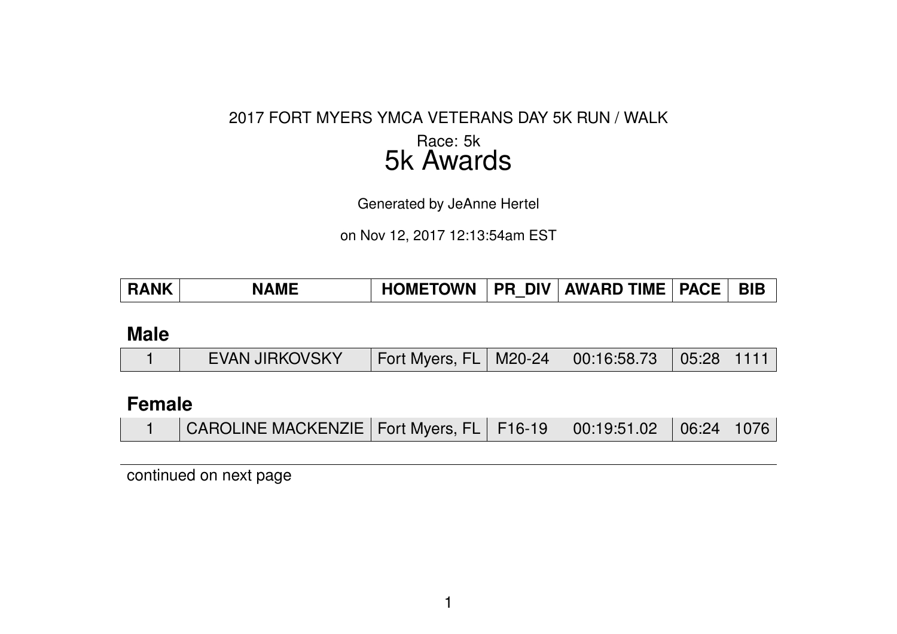2017 FORT MYERS YMCA VETERANS DAY 5K RUN / WALK

Race: 5k

# 5k Awards

Generated by JeAnne Hertel

on Nov 12, 2017 12:13:54am EST

| RANK | NAME | HOMETOWN | PR_DIV | AWARD TIME | PACE | BIB |
|---|---|---|---|---|---|---|

## Male

| RANK | NAME | HOMETOWN | PR_DIV | AWARD TIME | PACE | BIB |
|---|---|---|---|---|---|---|
| 1 | EVAN JIRKOVSKY | Fort Myers, FL | M20-24 | 00:16:58.73 | 05:28 | 1111 |

## Female

| RANK | NAME | HOMETOWN | PR_DIV | AWARD TIME | PACE | BIB |
|---|---|---|---|---|---|---|
| 1 | CAROLINE MACKENZIE | Fort Myers, FL | F16-19 | 00:19:51.02 | 06:24 | 1076 |

continued on next page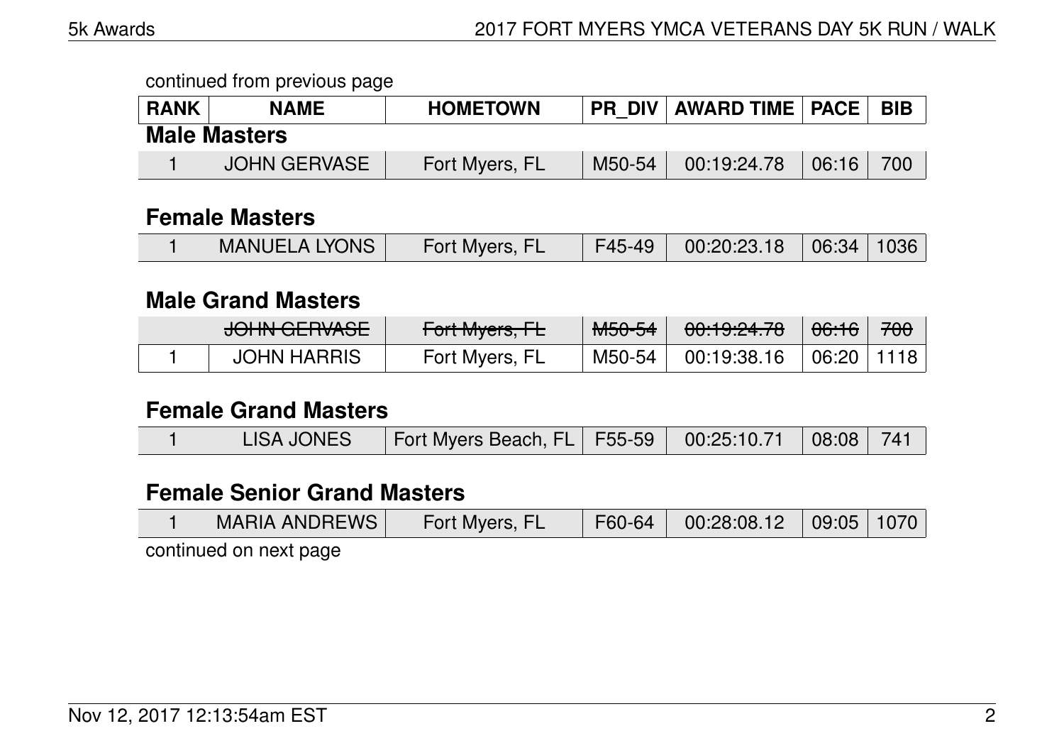continued from previous page

| RANK | NAME | HOMETOWN | PR_DIV | AWARD TIME | PACE | BIB |
|---|---|---|---|---|---|---|

**Male Masters**

| RANK | NAME | HOMETOWN | PR_DIV | AWARD TIME | PACE | BIB |
|---|---|---|---|---|---|---|
| 1 | JOHN GERVASE | Fort Myers, FL | M50-54 | 00:19:24.78 | 06:16 | 700 |

**Female Masters**

| RANK | NAME | HOMETOWN | PR_DIV | AWARD TIME | PACE | BIB |
|---|---|---|---|---|---|---|
| 1 | MANUELA LYONS | Fort Myers, FL | F45-49 | 00:20:23.18 | 06:34 | 1036 |

**Male Grand Masters**

| RANK | NAME | HOMETOWN | PR_DIV | AWARD TIME | PACE | BIB |
|---|---|---|---|---|---|---|
| | ~~JOHN GERVASE~~ | ~~Fort Myers, FL~~ | ~~M50-54~~ | ~~00:19:24.78~~ | ~~06:16~~ | ~~700~~ |
| 1 | JOHN HARRIS | Fort Myers, FL | M50-54 | 00:19:38.16 | 06:20 | 1118 |

**Female Grand Masters**

| RANK | NAME | HOMETOWN | PR_DIV | AWARD TIME | PACE | BIB |
|---|---|---|---|---|---|---|
| 1 | LISA JONES | Fort Myers Beach, FL | F55-59 | 00:25:10.71 | 08:08 | 741 |

**Female Senior Grand Masters**

| RANK | NAME | HOMETOWN | PR_DIV | AWARD TIME | PACE | BIB |
|---|---|---|---|---|---|---|
| 1 | MARIA ANDREWS | Fort Myers, FL | F60-64 | 00:28:08.12 | 09:05 | 1070 |

continued on next page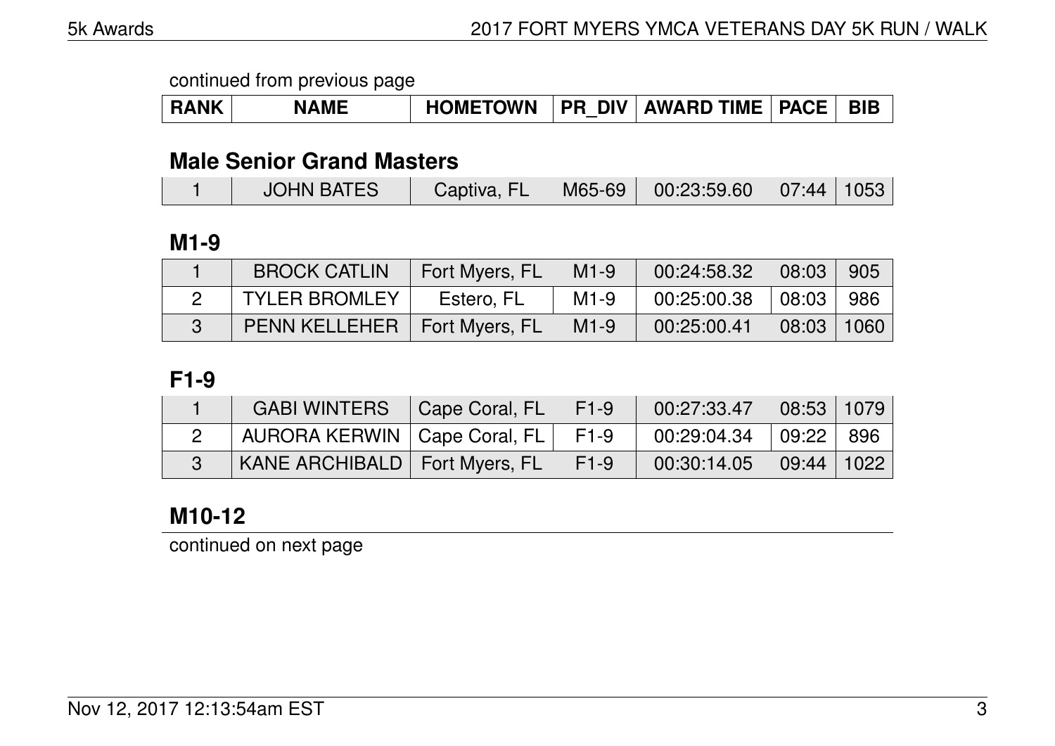continued from previous page

| RANK | NAME | HOMETOWN | PR_DIV | AWARD TIME | PACE | BIB |
|---|---|---|---|---|---|---|

## Male Senior Grand Masters

| RANK | NAME | HOMETOWN | PR_DIV | AWARD TIME | PACE | BIB |
|---|---|---|---|---|---|---|
| 1 | JOHN BATES | Captiva, FL | M65-69 | 00:23:59.60 | 07:44 | 1053 |

## M1-9

| RANK | NAME | HOMETOWN | PR_DIV | AWARD TIME | PACE | BIB |
|---|---|---|---|---|---|---|
| 1 | BROCK CATLIN | Fort Myers, FL | M1-9 | 00:24:58.32 | 08:03 | 905 |
| 2 | TYLER BROMLEY | Estero, FL | M1-9 | 00:25:00.38 | 08:03 | 986 |
| 3 | PENN KELLEHER | Fort Myers, FL | M1-9 | 00:25:00.41 | 08:03 | 1060 |

## F1-9

| RANK | NAME | HOMETOWN | PR_DIV | AWARD TIME | PACE | BIB |
|---|---|---|---|---|---|---|
| 1 | GABI WINTERS | Cape Coral, FL | F1-9 | 00:27:33.47 | 08:53 | 1079 |
| 2 | AURORA KERWIN | Cape Coral, FL | F1-9 | 00:29:04.34 | 09:22 | 896 |
| 3 | KANE ARCHIBALD | Fort Myers, FL | F1-9 | 00:30:14.05 | 09:44 | 1022 |

## M10-12

continued on next page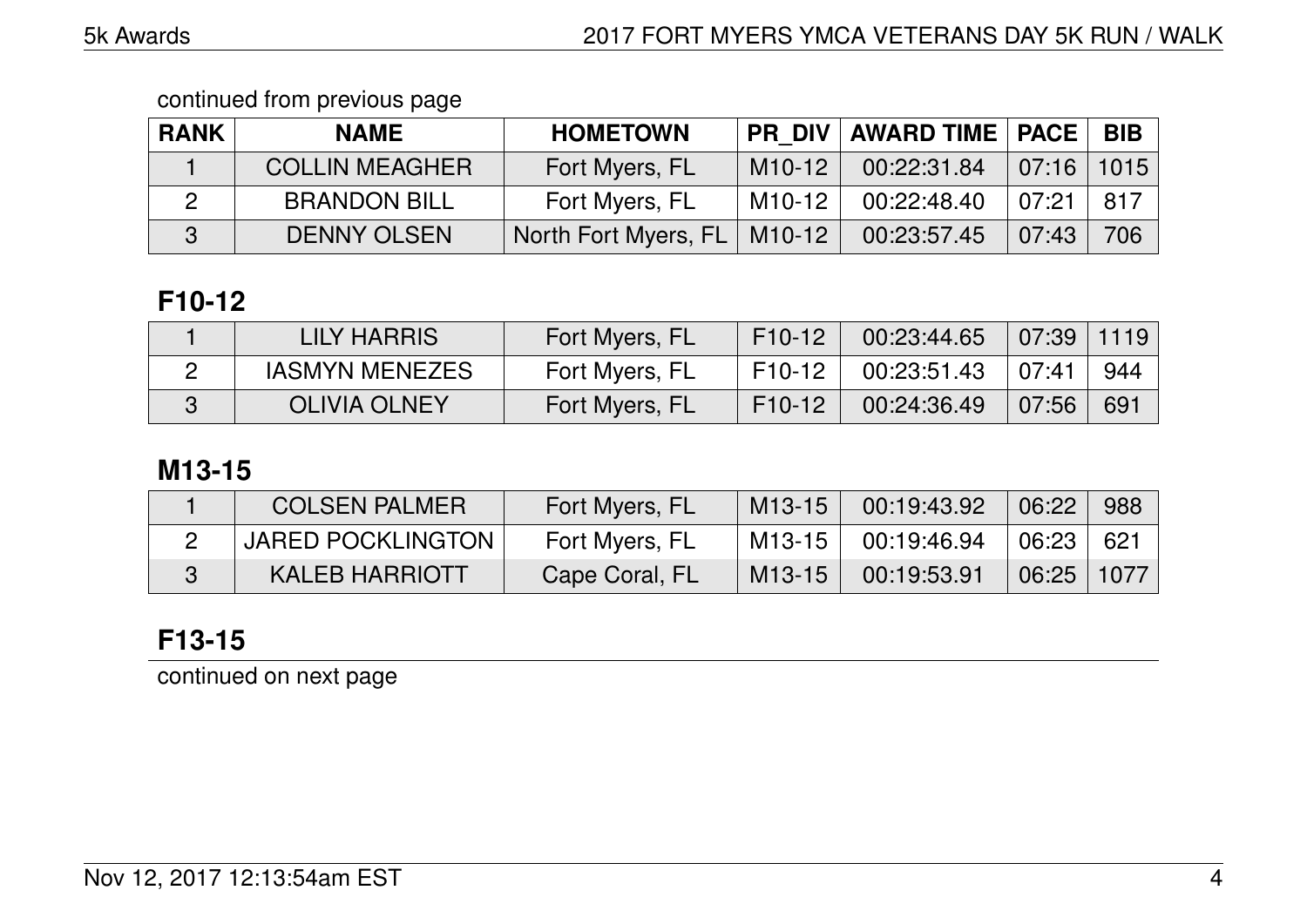continued from previous page

| RANK | NAME | HOMETOWN | PR_DIV | AWARD TIME | PACE | BIB |
|---|---|---|---|---|---|---|
| 1 | COLLIN MEAGHER | Fort Myers, FL | M10-12 | 00:22:31.84 | 07:16 | 1015 |
| 2 | BRANDON BILL | Fort Myers, FL | M10-12 | 00:22:48.40 | 07:21 | 817 |
| 3 | DENNY OLSEN | North Fort Myers, FL | M10-12 | 00:23:57.45 | 07:43 | 706 |

## F10-12

| RANK | NAME | HOMETOWN | PR_DIV | AWARD TIME | PACE | BIB |
|---|---|---|---|---|---|---|
| 1 | LILY HARRIS | Fort Myers, FL | F10-12 | 00:23:44.65 | 07:39 | 1119 |
| 2 | IASMYN MENEZES | Fort Myers, FL | F10-12 | 00:23:51.43 | 07:41 | 944 |
| 3 | OLIVIA OLNEY | Fort Myers, FL | F10-12 | 00:24:36.49 | 07:56 | 691 |

## M13-15

| RANK | NAME | HOMETOWN | PR_DIV | AWARD TIME | PACE | BIB |
|---|---|---|---|---|---|---|
| 1 | COLSEN PALMER | Fort Myers, FL | M13-15 | 00:19:43.92 | 06:22 | 988 |
| 2 | JARED POCKLINGTON | Fort Myers, FL | M13-15 | 00:19:46.94 | 06:23 | 621 |
| 3 | KALEB HARRIOTT | Cape Coral, FL | M13-15 | 00:19:53.91 | 06:25 | 1077 |

## F13-15

continued on next page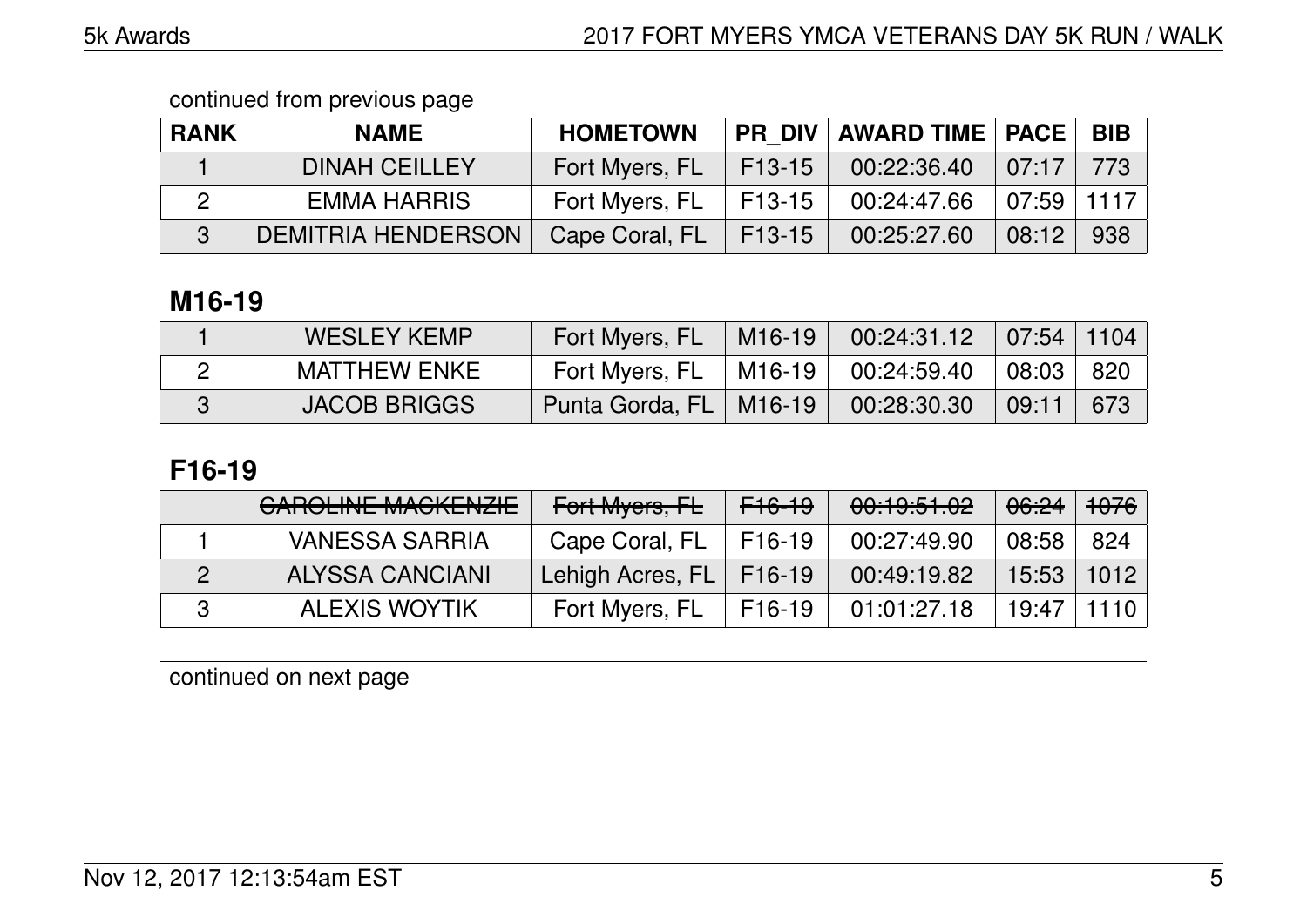continued from previous page

| RANK | NAME | HOMETOWN | PR_DIV | AWARD TIME | PACE | BIB |
|---|---|---|---|---|---|---|
| 1 | DINAH CEILLEY | Fort Myers, FL | F13-15 | 00:22:36.40 | 07:17 | 773 |
| 2 | EMMA HARRIS | Fort Myers, FL | F13-15 | 00:24:47.66 | 07:59 | 1117 |
| 3 | DEMITRIA HENDERSON | Cape Coral, FL | F13-15 | 00:25:27.60 | 08:12 | 938 |

## M16-19

| RANK | NAME | HOMETOWN | PR_DIV | AWARD TIME | PACE | BIB |
|---|---|---|---|---|---|---|
| 1 | WESLEY KEMP | Fort Myers, FL | M16-19 | 00:24:31.12 | 07:54 | 1104 |
| 2 | MATTHEW ENKE | Fort Myers, FL | M16-19 | 00:24:59.40 | 08:03 | 820 |
| 3 | JACOB BRIGGS | Punta Gorda, FL | M16-19 | 00:28:30.30 | 09:11 | 673 |

## F16-19

| RANK | NAME | HOMETOWN | PR_DIV | AWARD TIME | PACE | BIB |
|---|---|---|---|---|---|---|
| | ~~CAROLINE MACKENZIE~~ | ~~Fort Myers, FL~~ | ~~F16-19~~ | ~~00:19:51.02~~ | ~~06:24~~ | ~~1076~~ |
| 1 | VANESSA SARRIA | Cape Coral, FL | F16-19 | 00:27:49.90 | 08:58 | 824 |
| 2 | ALYSSA CANCIANI | Lehigh Acres, FL | F16-19 | 00:49:19.82 | 15:53 | 1012 |
| 3 | ALEXIS WOYTIK | Fort Myers, FL | F16-19 | 01:01:27.18 | 19:47 | 1110 |

continued on next page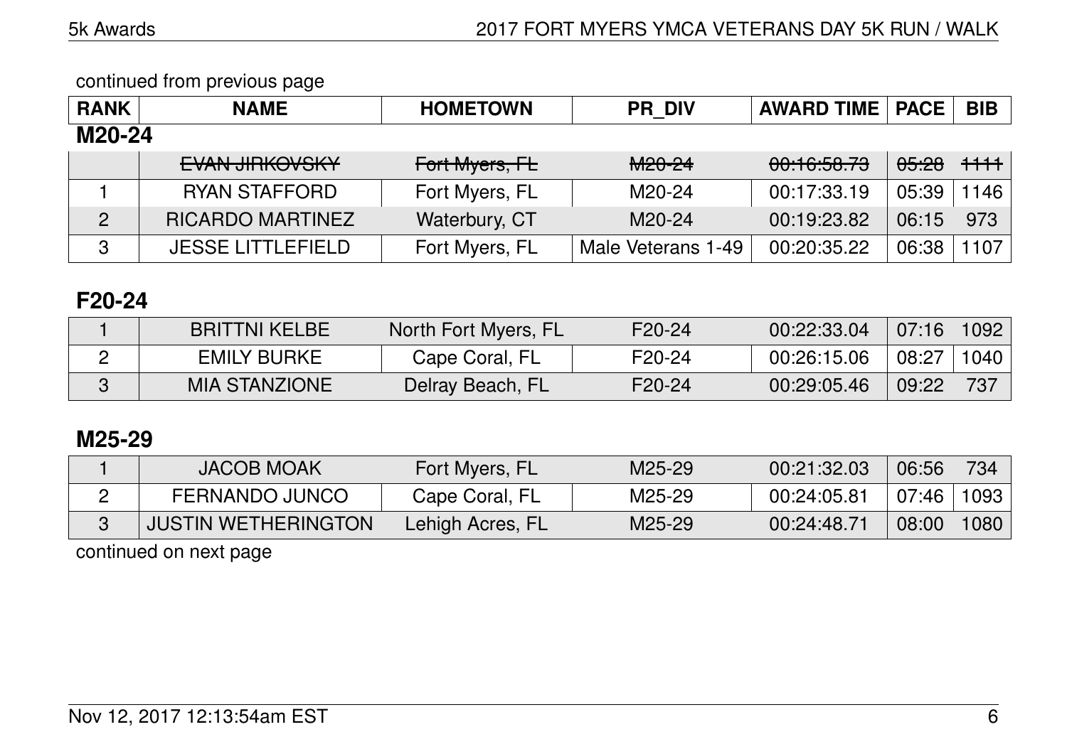continued from previous page

| RANK | NAME | HOMETOWN | PR_DIV | AWARD TIME | PACE | BIB |
|---|---|---|---|---|---|---|
| **M20-24** | | | | | | |
| | ~~EVAN JIRKOVSKY~~ | ~~Fort Myers, FL~~ | ~~M20-24~~ | ~~00:16:58.73~~ | ~~05:28~~ | ~~1111~~ |
| 1 | RYAN STAFFORD | Fort Myers, FL | M20-24 | 00:17:33.19 | 05:39 | 1146 |
| 2 | RICARDO MARTINEZ | Waterbury, CT | M20-24 | 00:19:23.82 | 06:15 | 973 |
| 3 | JESSE LITTLEFIELD | Fort Myers, FL | Male Veterans 1-49 | 00:20:35.22 | 06:38 | 1107 |

## F20-24

| RANK | NAME | HOMETOWN | PR_DIV | AWARD TIME | PACE | BIB |
|---|---|---|---|---|---|---|
| 1 | BRITTNI KELBE | North Fort Myers, FL | F20-24 | 00:22:33.04 | 07:16 | 1092 |
| 2 | EMILY BURKE | Cape Coral, FL | F20-24 | 00:26:15.06 | 08:27 | 1040 |
| 3 | MIA STANZIONE | Delray Beach, FL | F20-24 | 00:29:05.46 | 09:22 | 737 |

## M25-29

| RANK | NAME | HOMETOWN | PR_DIV | AWARD TIME | PACE | BIB |
|---|---|---|---|---|---|---|
| 1 | JACOB MOAK | Fort Myers, FL | M25-29 | 00:21:32.03 | 06:56 | 734 |
| 2 | FERNANDO JUNCO | Cape Coral, FL | M25-29 | 00:24:05.81 | 07:46 | 1093 |
| 3 | JUSTIN WETHERINGTON | Lehigh Acres, FL | M25-29 | 00:24:48.71 | 08:00 | 1080 |

continued on next page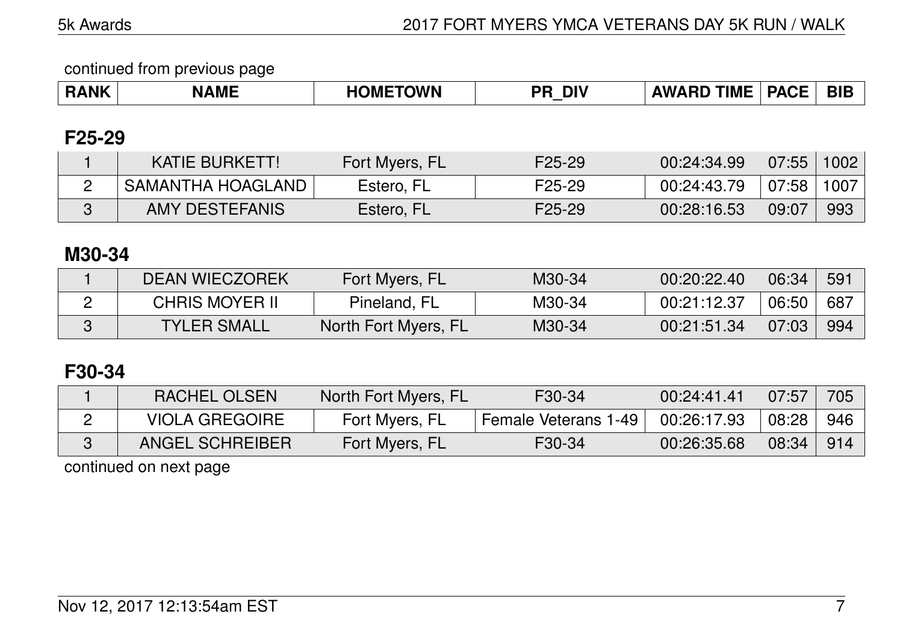continued from previous page

| RANK | NAME | HOMETOWN | PR_DIV | AWARD TIME | PACE | BIB |
|---|---|---|---|---|---|---|

## F25-29

| RANK | NAME | HOMETOWN | PR_DIV | AWARD TIME | PACE | BIB |
|---|---|---|---|---|---|---|
| 1 | KATIE BURKETT! | Fort Myers, FL | F25-29 | 00:24:34.99 | 07:55 | 1002 |
| 2 | SAMANTHA HOAGLAND | Estero, FL | F25-29 | 00:24:43.79 | 07:58 | 1007 |
| 3 | AMY DESTEFANIS | Estero, FL | F25-29 | 00:28:16.53 | 09:07 | 993 |

## M30-34

| RANK | NAME | HOMETOWN | PR_DIV | AWARD TIME | PACE | BIB |
|---|---|---|---|---|---|---|
| 1 | DEAN WIECZOREK | Fort Myers, FL | M30-34 | 00:20:22.40 | 06:34 | 591 |
| 2 | CHRIS MOYER II | Pineland, FL | M30-34 | 00:21:12.37 | 06:50 | 687 |
| 3 | TYLER SMALL | North Fort Myers, FL | M30-34 | 00:21:51.34 | 07:03 | 994 |

## F30-34

| RANK | NAME | HOMETOWN | PR_DIV | AWARD TIME | PACE | BIB |
|---|---|---|---|---|---|---|
| 1 | RACHEL OLSEN | North Fort Myers, FL | F30-34 | 00:24:41.41 | 07:57 | 705 |
| 2 | VIOLA GREGOIRE | Fort Myers, FL | Female Veterans 1-49 | 00:26:17.93 | 08:28 | 946 |
| 3 | ANGEL SCHREIBER | Fort Myers, FL | F30-34 | 00:26:35.68 | 08:34 | 914 |

continued on next page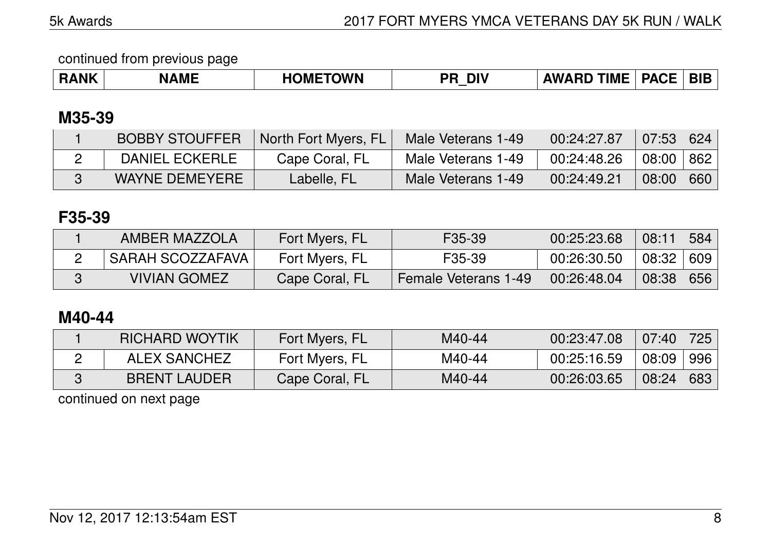continued from previous page

| RANK | NAME | HOMETOWN | PR_DIV | AWARD TIME | PACE | BIB |
|---|---|---|---|---|---|---|

## M35-39

| RANK | NAME | HOMETOWN | PR_DIV | AWARD TIME | PACE | BIB |
|---|---|---|---|---|---|---|
| 1 | BOBBY STOUFFER | North Fort Myers, FL | Male Veterans 1-49 | 00:24:27.87 | 07:53 | 624 |
| 2 | DANIEL ECKERLE | Cape Coral, FL | Male Veterans 1-49 | 00:24:48.26 | 08:00 | 862 |
| 3 | WAYNE DEMEYERE | Labelle, FL | Male Veterans 1-49 | 00:24:49.21 | 08:00 | 660 |

## F35-39

| RANK | NAME | HOMETOWN | PR_DIV | AWARD TIME | PACE | BIB |
|---|---|---|---|---|---|---|
| 1 | AMBER MAZZOLA | Fort Myers, FL | F35-39 | 00:25:23.68 | 08:11 | 584 |
| 2 | SARAH SCOZZAFAVA | Fort Myers, FL | F35-39 | 00:26:30.50 | 08:32 | 609 |
| 3 | VIVIAN GOMEZ | Cape Coral, FL | Female Veterans 1-49 | 00:26:48.04 | 08:38 | 656 |

## M40-44

| RANK | NAME | HOMETOWN | PR_DIV | AWARD TIME | PACE | BIB |
|---|---|---|---|---|---|---|
| 1 | RICHARD WOYTIK | Fort Myers, FL | M40-44 | 00:23:47.08 | 07:40 | 725 |
| 2 | ALEX SANCHEZ | Fort Myers, FL | M40-44 | 00:25:16.59 | 08:09 | 996 |
| 3 | BRENT LAUDER | Cape Coral, FL | M40-44 | 00:26:03.65 | 08:24 | 683 |

continued on next page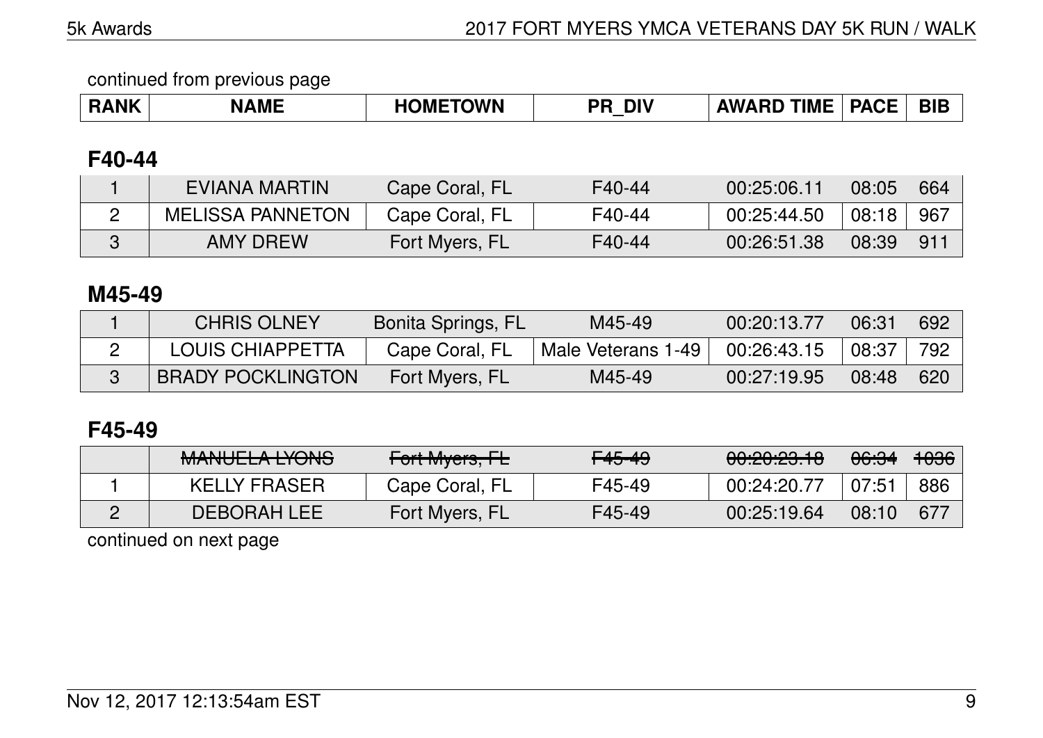continued from previous page

| RANK | NAME | HOMETOWN | PR_DIV | AWARD TIME | PACE | BIB |
|---|---|---|---|---|---|---|

## F40-44

| RANK | NAME | HOMETOWN | PR_DIV | AWARD TIME | PACE | BIB |
|---|---|---|---|---|---|---|
| 1 | EVIANA MARTIN | Cape Coral, FL | F40-44 | 00:25:06.11 | 08:05 | 664 |
| 2 | MELISSA PANNETON | Cape Coral, FL | F40-44 | 00:25:44.50 | 08:18 | 967 |
| 3 | AMY DREW | Fort Myers, FL | F40-44 | 00:26:51.38 | 08:39 | 911 |

## M45-49

| RANK | NAME | HOMETOWN | PR_DIV | AWARD TIME | PACE | BIB |
|---|---|---|---|---|---|---|
| 1 | CHRIS OLNEY | Bonita Springs, FL | M45-49 | 00:20:13.77 | 06:31 | 692 |
| 2 | LOUIS CHIAPPETTA | Cape Coral, FL | Male Veterans 1-49 | 00:26:43.15 | 08:37 | 792 |
| 3 | BRADY POCKLINGTON | Fort Myers, FL | M45-49 | 00:27:19.95 | 08:48 | 620 |

## F45-49

| RANK | NAME | HOMETOWN | PR_DIV | AWARD TIME | PACE | BIB |
|---|---|---|---|---|---|---|
| | ~~MANUELA LYONS~~ | ~~Fort Myers, FL~~ | ~~F45-49~~ | ~~00:20:23.18~~ | ~~06:34~~ | ~~1036~~ |
| 1 | KELLY FRASER | Cape Coral, FL | F45-49 | 00:24:20.77 | 07:51 | 886 |
| 2 | DEBORAH LEE | Fort Myers, FL | F45-49 | 00:25:19.64 | 08:10 | 677 |

continued on next page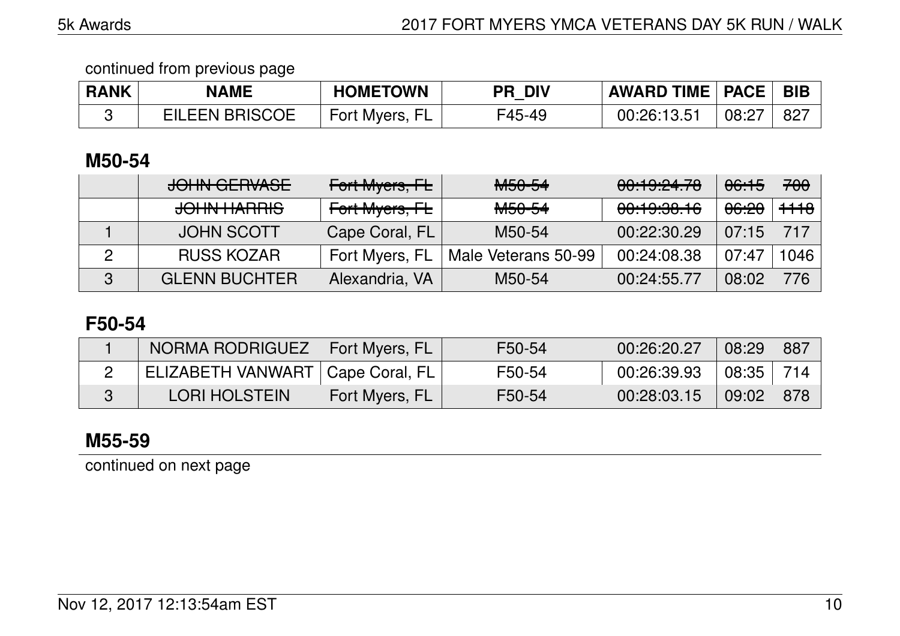continued from previous page

| RANK | NAME | HOMETOWN | PR_DIV | AWARD TIME | PACE | BIB |
|---|---|---|---|---|---|---|
| 3 | EILEEN BRISCOE | Fort Myers, FL | F45-49 | 00:26:13.51 | 08:27 | 827 |

## M50-54

| RANK | NAME | HOMETOWN | PR_DIV | AWARD TIME | PACE | BIB |
|---|---|---|---|---|---|---|
| | ~~JOHN GERVASE~~ | ~~Fort Myers, FL~~ | ~~M50-54~~ | ~~00:19:24.78~~ | ~~06:15~~ | ~~700~~ |
| | ~~JOHN HARRIS~~ | ~~Fort Myers, FL~~ | ~~M50-54~~ | ~~00:19:38.16~~ | ~~06:20~~ | ~~1118~~ |
| 1 | JOHN SCOTT | Cape Coral, FL | M50-54 | 00:22:30.29 | 07:15 | 717 |
| 2 | RUSS KOZAR | Fort Myers, FL | Male Veterans 50-99 | 00:24:08.38 | 07:47 | 1046 |
| 3 | GLENN BUCHTER | Alexandria, VA | M50-54 | 00:24:55.77 | 08:02 | 776 |

## F50-54

| RANK | NAME | HOMETOWN | PR_DIV | AWARD TIME | PACE | BIB |
|---|---|---|---|---|---|---|
| 1 | NORMA RODRIGUEZ | Fort Myers, FL | F50-54 | 00:26:20.27 | 08:29 | 887 |
| 2 | ELIZABETH VANWART | Cape Coral, FL | F50-54 | 00:26:39.93 | 08:35 | 714 |
| 3 | LORI HOLSTEIN | Fort Myers, FL | F50-54 | 00:28:03.15 | 09:02 | 878 |

## M55-59

continued on next page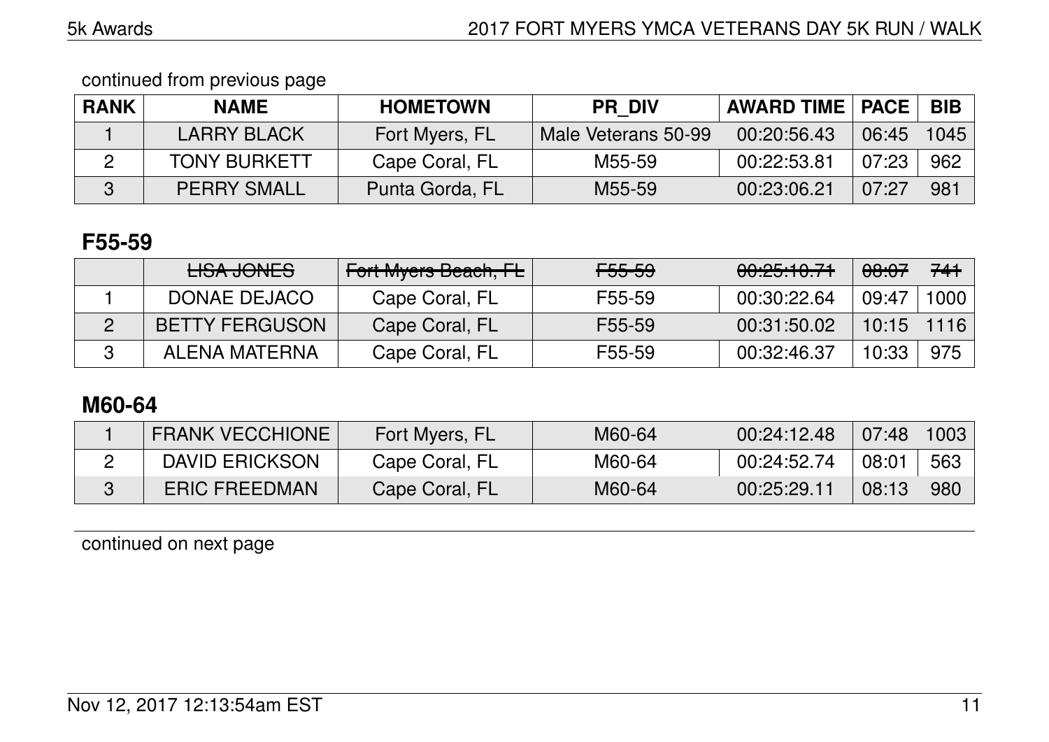continued from previous page

| RANK | NAME | HOMETOWN | PR_DIV | AWARD TIME | PACE | BIB |
|---|---|---|---|---|---|---|
| 1 | LARRY BLACK | Fort Myers, FL | Male Veterans 50-99 | 00:20:56.43 | 06:45 | 1045 |
| 2 | TONY BURKETT | Cape Coral, FL | M55-59 | 00:22:53.81 | 07:23 | 962 |
| 3 | PERRY SMALL | Punta Gorda, FL | M55-59 | 00:23:06.21 | 07:27 | 981 |

## F55-59

| RANK | NAME | HOMETOWN | PR_DIV | AWARD TIME | PACE | BIB |
|---|---|---|---|---|---|---|
| | ~~LISA JONES~~ | ~~Fort Myers Beach, FL~~ | ~~F55-59~~ | ~~00:25:10.71~~ | ~~08:07~~ | ~~741~~ |
| 1 | DONAE DEJACO | Cape Coral, FL | F55-59 | 00:30:22.64 | 09:47 | 1000 |
| 2 | BETTY FERGUSON | Cape Coral, FL | F55-59 | 00:31:50.02 | 10:15 | 1116 |
| 3 | ALENA MATERNA | Cape Coral, FL | F55-59 | 00:32:46.37 | 10:33 | 975 |

## M60-64

| RANK | NAME | HOMETOWN | PR_DIV | AWARD TIME | PACE | BIB |
|---|---|---|---|---|---|---|
| 1 | FRANK VECCHIONE | Fort Myers, FL | M60-64 | 00:24:12.48 | 07:48 | 1003 |
| 2 | DAVID ERICKSON | Cape Coral, FL | M60-64 | 00:24:52.74 | 08:01 | 563 |
| 3 | ERIC FREEDMAN | Cape Coral, FL | M60-64 | 00:25:29.11 | 08:13 | 980 |

continued on next page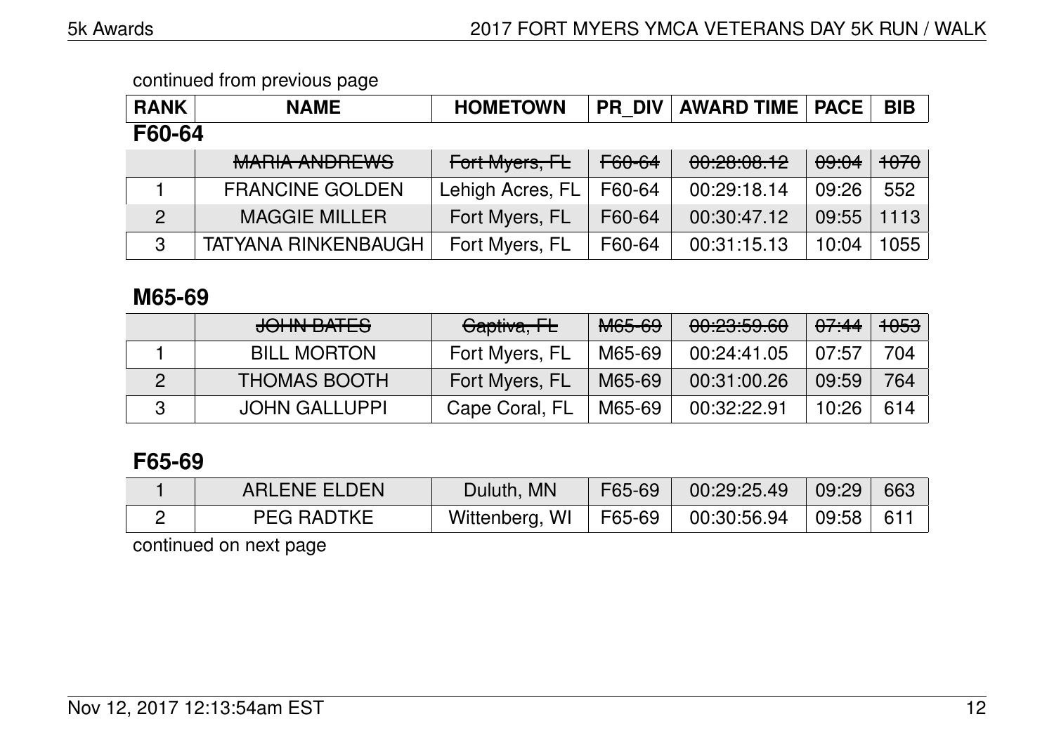continued from previous page

| RANK | NAME | HOMETOWN | PR_DIV | AWARD TIME | PACE | BIB |
|---|---|---|---|---|---|---|

### F60-64

| RANK | NAME | HOMETOWN | PR_DIV | AWARD TIME | PACE | BIB |
|---|---|---|---|---|---|---|
| | ~~MARIA ANDREWS~~ | ~~Fort Myers, FL~~ | ~~F60-64~~ | ~~00:28:08.12~~ | ~~09:04~~ | ~~1070~~ |
| 1 | FRANCINE GOLDEN | Lehigh Acres, FL | F60-64 | 00:29:18.14 | 09:26 | 552 |
| 2 | MAGGIE MILLER | Fort Myers, FL | F60-64 | 00:30:47.12 | 09:55 | 1113 |
| 3 | TATYANA RINKENBAUGH | Fort Myers, FL | F60-64 | 00:31:15.13 | 10:04 | 1055 |

### M65-69

| RANK | NAME | HOMETOWN | PR_DIV | AWARD TIME | PACE | BIB |
|---|---|---|---|---|---|---|
| | ~~JOHN BATES~~ | ~~Captiva, FL~~ | ~~M65-69~~ | ~~00:23:59.60~~ | ~~07:44~~ | ~~1053~~ |
| 1 | BILL MORTON | Fort Myers, FL | M65-69 | 00:24:41.05 | 07:57 | 704 |
| 2 | THOMAS BOOTH | Fort Myers, FL | M65-69 | 00:31:00.26 | 09:59 | 764 |
| 3 | JOHN GALLUPPI | Cape Coral, FL | M65-69 | 00:32:22.91 | 10:26 | 614 |

### F65-69

| RANK | NAME | HOMETOWN | PR_DIV | AWARD TIME | PACE | BIB |
|---|---|---|---|---|---|---|
| 1 | ARLENE ELDEN | Duluth, MN | F65-69 | 00:29:25.49 | 09:29 | 663 |
| 2 | PEG RADTKE | Wittenberg, WI | F65-69 | 00:30:56.94 | 09:58 | 611 |

continued on next page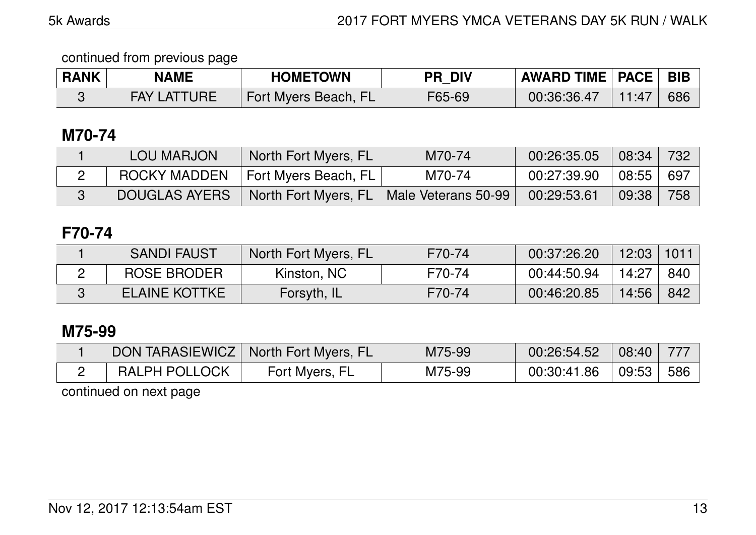continued from previous page

| RANK | NAME | HOMETOWN | PR_DIV | AWARD TIME | PACE | BIB |
|---|---|---|---|---|---|---|
| 3 | FAY LATTURE | Fort Myers Beach, FL | F65-69 | 00:36:36.47 | 11:47 | 686 |

## M70-74

| RANK | NAME | HOMETOWN | PR_DIV | AWARD TIME | PACE | BIB |
|---|---|---|---|---|---|---|
| 1 | LOU MARJON | North Fort Myers, FL | M70-74 | 00:26:35.05 | 08:34 | 732 |
| 2 | ROCKY MADDEN | Fort Myers Beach, FL | M70-74 | 00:27:39.90 | 08:55 | 697 |
| 3 | DOUGLAS AYERS | North Fort Myers, FL | Male Veterans 50-99 | 00:29:53.61 | 09:38 | 758 |

## F70-74

| RANK | NAME | HOMETOWN | PR_DIV | AWARD TIME | PACE | BIB |
|---|---|---|---|---|---|---|
| 1 | SANDI FAUST | North Fort Myers, FL | F70-74 | 00:37:26.20 | 12:03 | 1011 |
| 2 | ROSE BRODER | Kinston, NC | F70-74 | 00:44:50.94 | 14:27 | 840 |
| 3 | ELAINE KOTTKE | Forsyth, IL | F70-74 | 00:46:20.85 | 14:56 | 842 |

## M75-99

| RANK | NAME | HOMETOWN | PR_DIV | AWARD TIME | PACE | BIB |
|---|---|---|---|---|---|---|
| 1 | DON TARASIEWICZ | North Fort Myers, FL | M75-99 | 00:26:54.52 | 08:40 | 777 |
| 2 | RALPH POLLOCK | Fort Myers, FL | M75-99 | 00:30:41.86 | 09:53 | 586 |

continued on next page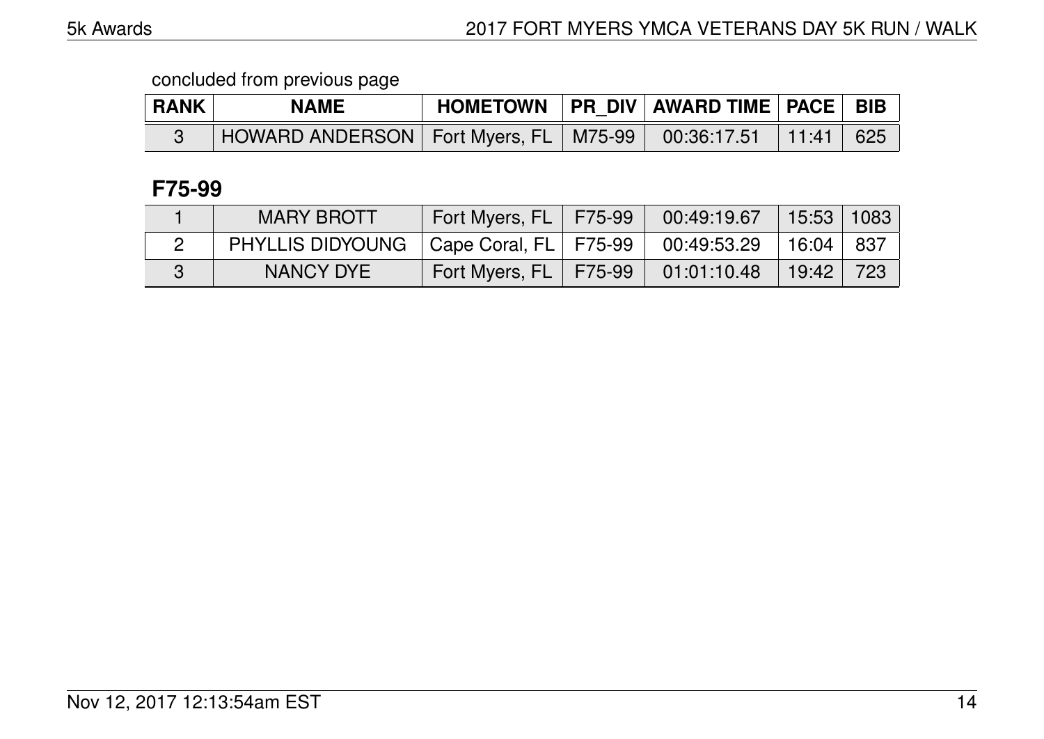concluded from previous page

| RANK | NAME | HOMETOWN | PR_DIV | AWARD TIME | PACE | BIB |
|---|---|---|---|---|---|---|
| 3 | HOWARD ANDERSON | Fort Myers, FL | M75-99 | 00:36:17.51 | 11:41 | 625 |

## F75-99

| | | | | | | |
|---|---|---|---|---|---|---|
| 1 | MARY BROTT | Fort Myers, FL | F75-99 | 00:49:19.67 | 15:53 | 1083 |
| 2 | PHYLLIS DIDYOUNG | Cape Coral, FL | F75-99 | 00:49:53.29 | 16:04 | 837 |
| 3 | NANCY DYE | Fort Myers, FL | F75-99 | 01:01:10.48 | 19:42 | 723 |